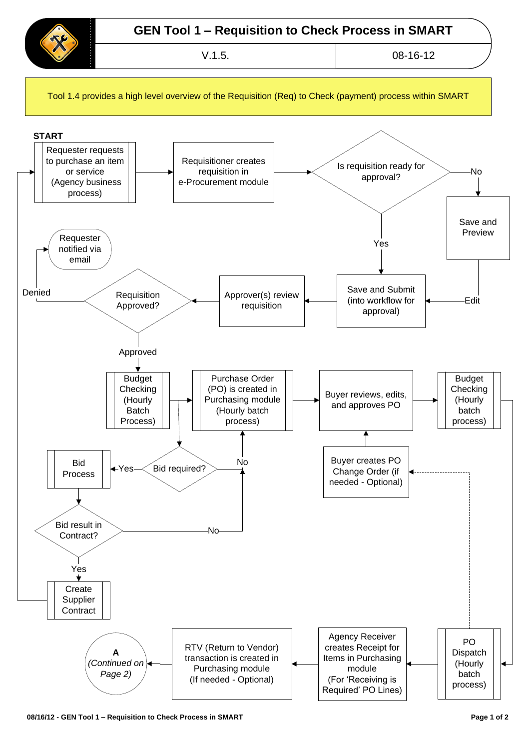# GEN Tool 1 – Requisition to Check Process in SMART

| V.1.5. | 08-16-12 |
|---|---|

Tool 1.4 provides a high level overview of the Requisition (Req) to Check (payment) process within SMART

**START**

Requester requests to purchase an item or service (Agency business process)

Requisitioner creates requisition in e-Procurement module

Is requisition ready for approval?

No

Save and Preview

Edit

Yes

Save and Submit (into workflow for approval)

Approver(s) review requisition

Requisition Approved?

Denied

Requester notified via email

Approved

Budget Checking (Hourly Batch Process)

Purchase Order (PO) is created in Purchasing module (Hourly batch process)

Buyer reviews, edits, and approves PO

Budget Checking (Hourly batch process)

Bid required?

Yes

No

Bid Process

Bid result in Contract?

No

Yes

Create Supplier Contract

Buyer creates PO Change Order (if needed - Optional)

PO Dispatch (Hourly batch process)

Agency Receiver creates Receipt for Items in Purchasing module (For 'Receiving is Required' PO Lines)

RTV (Return to Vendor) transaction is created in Purchasing module (If needed - Optional)

**A**
*(Continued on Page 2)*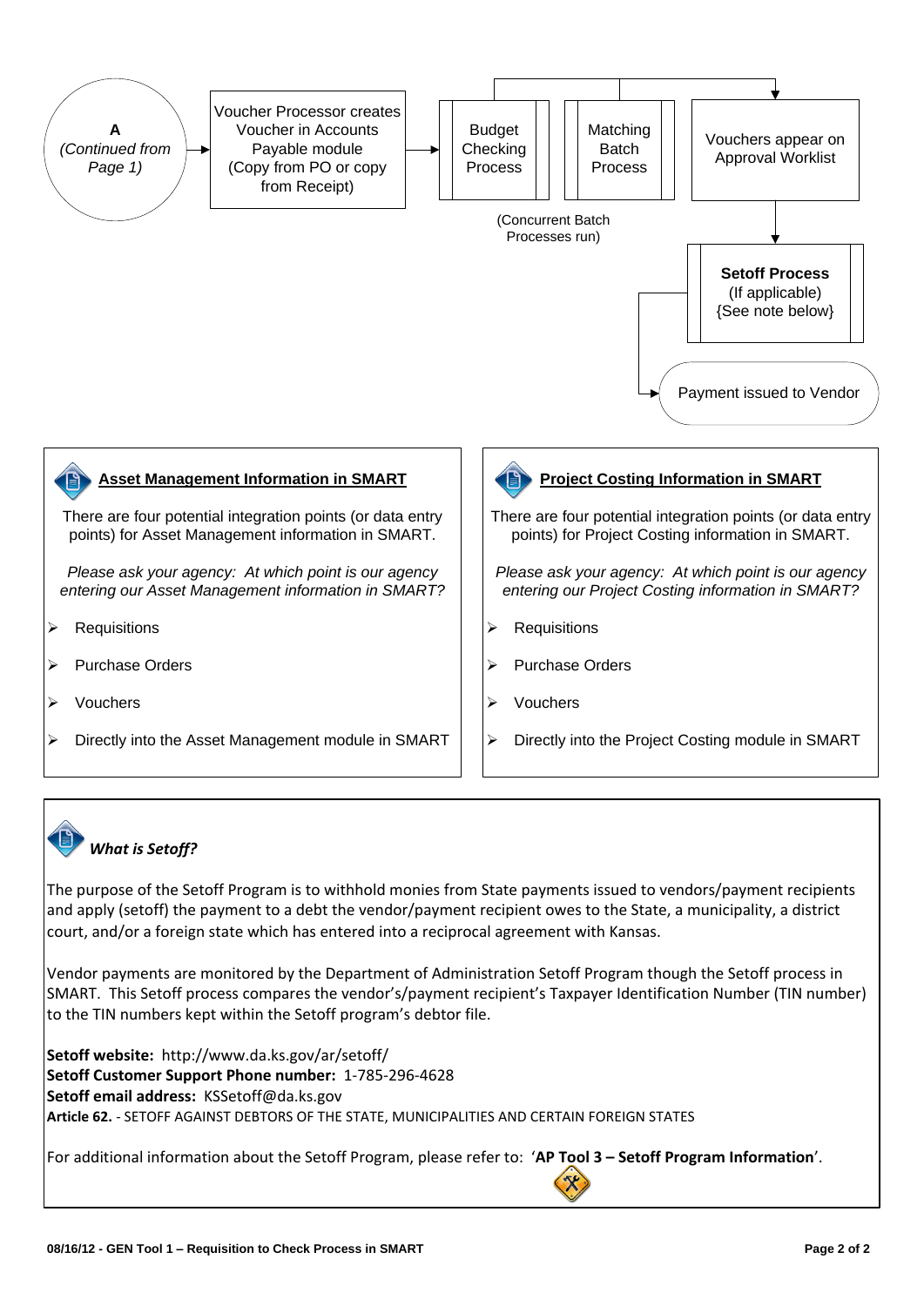A
*(Continued from Page 1)*

Voucher Processor creates Voucher in Accounts Payable module (Copy from PO or copy from Receipt)

Budget Checking Process

Matching Batch Process

(Concurrent Batch Processes run)

Vouchers appear on Approval Worklist

**Setoff Process**
(If applicable)
{See note below}

Payment issued to Vendor

### Asset Management Information in SMART

There are four potential integration points (or data entry points) for Asset Management information in SMART.

*Please ask your agency: At which point is our agency entering our Asset Management information in SMART?*

- Requisitions
- Purchase Orders
- Vouchers
- Directly into the Asset Management module in SMART

### Project Costing Information in SMART

There are four potential integration points (or data entry points) for Project Costing information in SMART.

*Please ask your agency: At which point is our agency entering our Project Costing information in SMART?*

- Requisitions
- Purchase Orders
- Vouchers
- Directly into the Project Costing module in SMART

### *What is Setoff?*

The purpose of the Setoff Program is to withhold monies from State payments issued to vendors/payment recipients and apply (setoff) the payment to a debt the vendor/payment recipient owes to the State, a municipality, a district court, and/or a foreign state which has entered into a reciprocal agreement with Kansas.

Vendor payments are monitored by the Department of Administration Setoff Program though the Setoff process in SMART. This Setoff process compares the vendor's/payment recipient's Taxpayer Identification Number (TIN number) to the TIN numbers kept within the Setoff program's debtor file.

**Setoff website:** http://www.da.ks.gov/ar/setoff/
**Setoff Customer Support Phone number:** 1-785-296-4628
**Setoff email address:** KSSetoff@da.ks.gov
**Article 62.** - SETOFF AGAINST DEBTORS OF THE STATE, MUNICIPALITIES AND CERTAIN FOREIGN STATES

For additional information about the Setoff Program, please refer to: '**AP Tool 3 – Setoff Program Information**'.